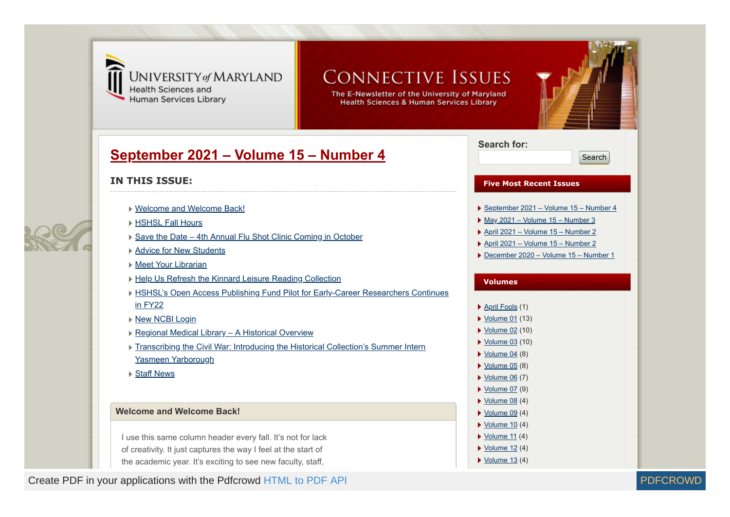University of Maryland Health Sciences and Human Services Library

# Connective Issues

The E-Newsletter of the University of Maryland Health Sciences & Human Services Library

## September 2021 – Volume 15 – Number 4

### IN THIS ISSUE:

- Welcome and Welcome Back!
- HSHSL Fall Hours
- Save the Date – 4th Annual Flu Shot Clinic Coming in October
- Advice for New Students
- Meet Your Librarian
- Help Us Refresh the Kinnard Leisure Reading Collection
- HSHSL's Open Access Publishing Fund Pilot for Early-Career Researchers Continues in FY22
- New NCBI Login
- Regional Medical Library – A Historical Overview
- Transcribing the Civil War: Introducing the Historical Collection's Summer Intern Yasmeen Yarborough
- Staff News

### Welcome and Welcome Back!

I use this same column header every fall. It's not for lack of creativity. It just captures the way I feel at the start of the academic year. It's exciting to see new faculty, staff,

Search for:

Search

**Five Most Recent Issues**

- September 2021 – Volume 15 – Number 4
- May 2021 – Volume 15 – Number 3
- April 2021 – Volume 15 – Number 2
- April 2021 – Volume 15 – Number 2
- December 2020 – Volume 15 – Number 1

**Volumes**

- April Fools (1)
- Volume 01 (13)
- Volume 02 (10)
- Volume 03 (10)
- Volume 04 (8)
- Volume 05 (8)
- Volume 06 (7)
- Volume 07 (9)
- Volume 08 (4)
- Volume 09 (4)
- Volume 10 (4)
- Volume 11 (4)
- Volume 12 (4)
- Volume 13 (4)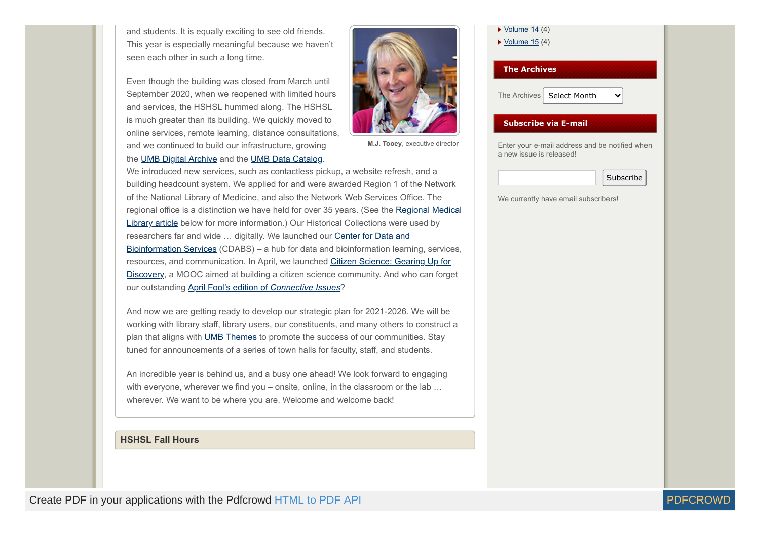and students. It is equally exciting to see old friends. This year is especially meaningful because we haven't seen each other in such a long time.

Even though the building was closed from March until September 2020, when we reopened with limited hours and services, the HSHSL hummed along. The HSHSL is much greater than its building. We quickly moved to online services, remote learning, distance consultations, and we continued to build our infrastructure, growing the UMB Digital Archive and the UMB Data Catalog. We introduced new services, such as contactless pickup, a website refresh, and a building headcount system. We applied for and were awarded Region 1 of the Network of the National Library of Medicine, and also the Network Web Services Office. The regional office is a distinction we have held for over 35 years. (See the Regional Medical Library article below for more information.) Our Historical Collections were used by researchers far and wide … digitally. We launched our Center for Data and Bioinformation Services (CDABS) – a hub for data and bioinformation learning, services, resources, and communication. In April, we launched Citizen Science: Gearing Up for Discovery, a MOOC aimed at building a citizen science community. And who can forget our outstanding April Fool's edition of *Connective Issues*?

**M.J. Tooey**, executive director

And now we are getting ready to develop our strategic plan for 2021-2026. We will be working with library staff, library users, our constituents, and many others to construct a plan that aligns with UMB Themes to promote the success of our communities. Stay tuned for announcements of a series of town halls for faculty, staff, and students.

An incredible year is behind us, and a busy one ahead! We look forward to engaging with everyone, wherever we find you – onsite, online, in the classroom or the lab … wherever. We want to be where you are. Welcome and welcome back!

## HSHSL Fall Hours

- Volume 14 (4)
- Volume 15 (4)

## The Archives

The Archives Select Month

## Subscribe via E-mail

Enter your e-mail address and be notified when a new issue is released!

Subscribe

We currently have email subscribers!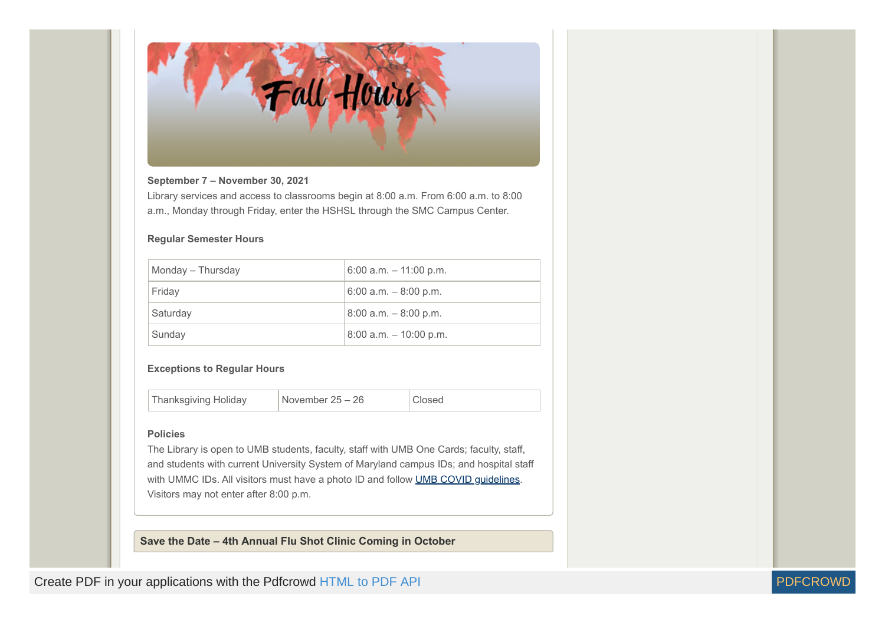**September 7 – November 30, 2021**

Library services and access to classrooms begin at 8:00 a.m. From 6:00 a.m. to 8:00 a.m., Monday through Friday, enter the HSHSL through the SMC Campus Center.

**Regular Semester Hours**

| | |
|---|---|
| Monday – Thursday | 6:00 a.m. – 11:00 p.m. |
| Friday | 6:00 a.m. – 8:00 p.m. |
| Saturday | 8:00 a.m. – 8:00 p.m. |
| Sunday | 8:00 a.m. – 10:00 p.m. |

**Exceptions to Regular Hours**

| | | |
|---|---|---|
| Thanksgiving Holiday | November 25 – 26 | Closed |

**Policies**

The Library is open to UMB students, faculty, staff with UMB One Cards; faculty, staff, and students with current University System of Maryland campus IDs; and hospital staff with UMMC IDs. All visitors must have a photo ID and follow UMB COVID guidelines. Visitors may not enter after 8:00 p.m.

**Save the Date – 4th Annual Flu Shot Clinic Coming in October**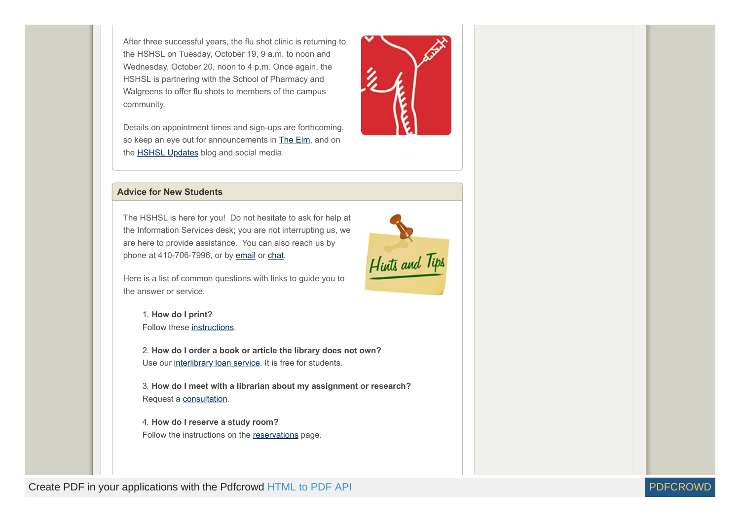After three successful years, the flu shot clinic is returning to the HSHSL on Tuesday, October 19, 9 a.m. to noon and Wednesday, October 20, noon to 4 p.m. Once again, the HSHSL is partnering with the School of Pharmacy and Walgreens to offer flu shots to members of the campus community.

Details on appointment times and sign-ups are forthcoming, so keep an eye out for announcements in The Elm, and on the HSHSL Updates blog and social media.

## Advice for New Students

The HSHSL is here for you! Do not hesitate to ask for help at the Information Services desk; you are not interrupting us, we are here to provide assistance. You can also reach us by phone at 410-706-7996, or by email or chat.

Here is a list of common questions with links to guide you to the answer or service.

1. **How do I print?**
   Follow these instructions.

2. **How do I order a book or article the library does not own?**
   Use our interlibrary loan service. It is free for students.

3. **How do I meet with a librarian about my assignment or research?**
   Request a consultation.

4. **How do I reserve a study room?**
   Follow the instructions on the reservations page.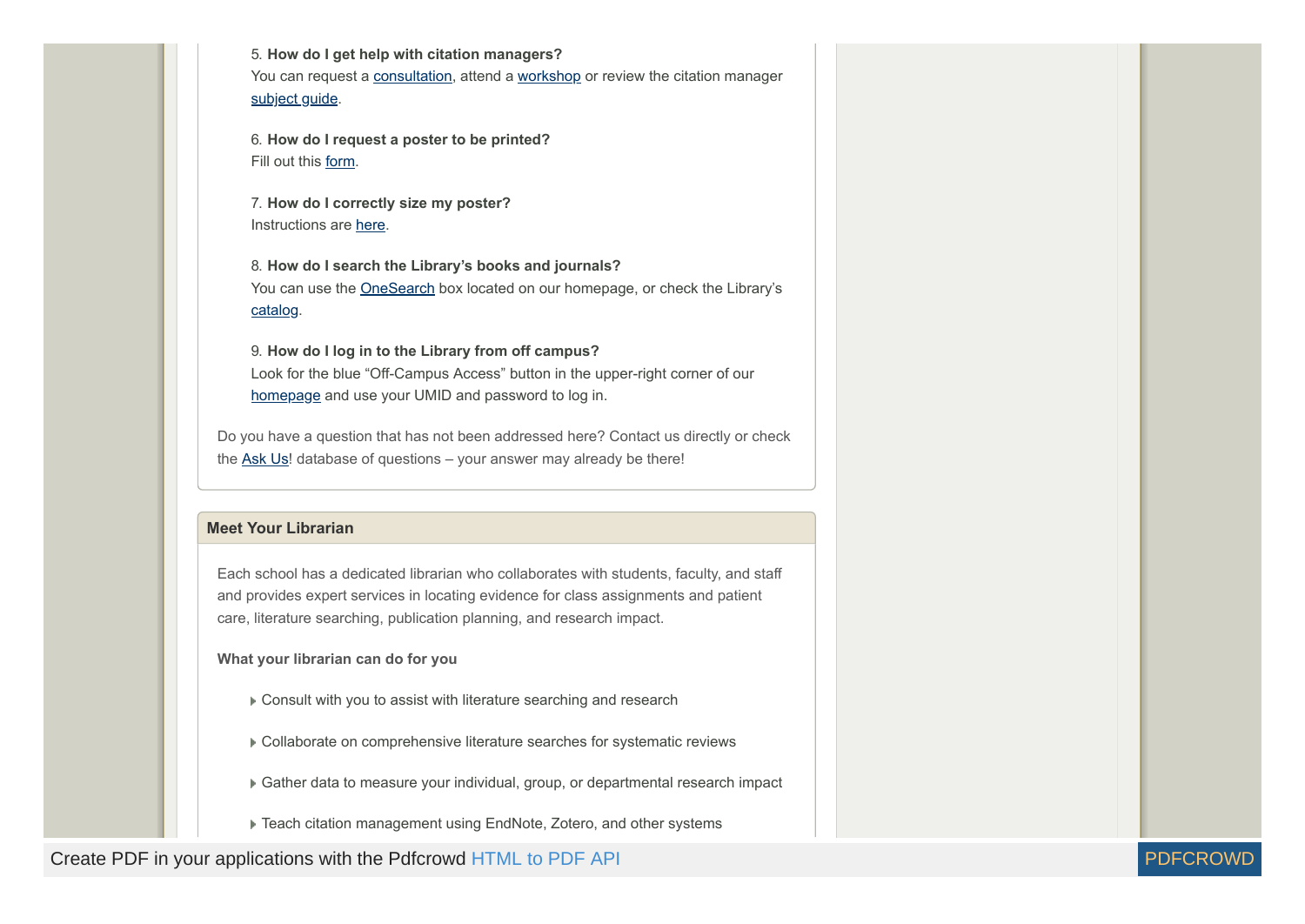5. **How do I get help with citation managers?**
You can request a consultation, attend a workshop or review the citation manager subject guide.

6. **How do I request a poster to be printed?**
Fill out this form.

7. **How do I correctly size my poster?**
Instructions are here.

8. **How do I search the Library's books and journals?**
You can use the OneSearch box located on our homepage, or check the Library's catalog.

9. **How do I log in to the Library from off campus?**
Look for the blue "Off-Campus Access" button in the upper-right corner of our homepage and use your UMID and password to log in.

Do you have a question that has not been addressed here? Contact us directly or check the Ask Us! database of questions – your answer may already be there!

## Meet Your Librarian

Each school has a dedicated librarian who collaborates with students, faculty, and staff and provides expert services in locating evidence for class assignments and patient care, literature searching, publication planning, and research impact.

**What your librarian can do for you**

- Consult with you to assist with literature searching and research
- Collaborate on comprehensive literature searches for systematic reviews
- Gather data to measure your individual, group, or departmental research impact
- Teach citation management using EndNote, Zotero, and other systems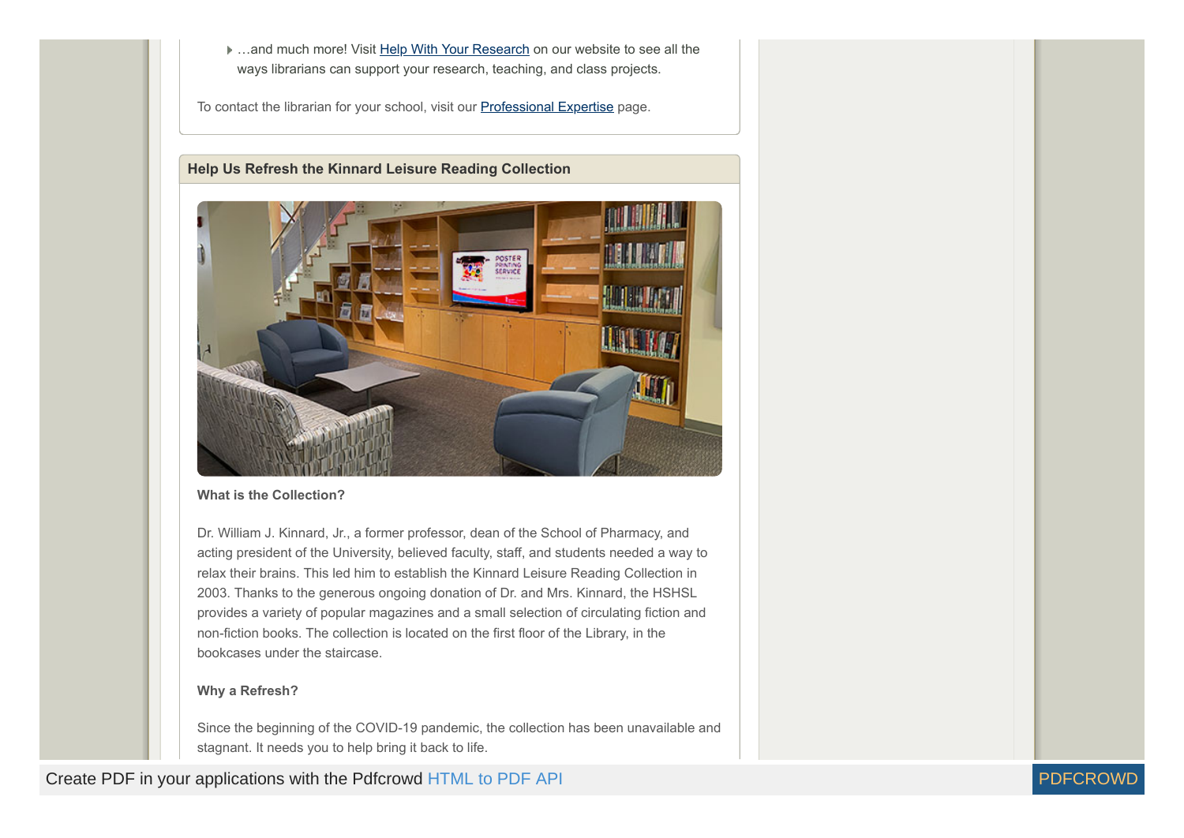- …and much more! Visit [Help With Your Research] on our website to see all the ways librarians can support your research, teaching, and class projects.

To contact the librarian for your school, visit our [Professional Expertise] page.

## Help Us Refresh the Kinnard Leisure Reading Collection

**What is the Collection?**

Dr. William J. Kinnard, Jr., a former professor, dean of the School of Pharmacy, and acting president of the University, believed faculty, staff, and students needed a way to relax their brains. This led him to establish the Kinnard Leisure Reading Collection in 2003. Thanks to the generous ongoing donation of Dr. and Mrs. Kinnard, the HSHSL provides a variety of popular magazines and a small selection of circulating fiction and non-fiction books. The collection is located on the first floor of the Library, in the bookcases under the staircase.

**Why a Refresh?**

Since the beginning of the COVID-19 pandemic, the collection has been unavailable and stagnant. It needs you to help bring it back to life.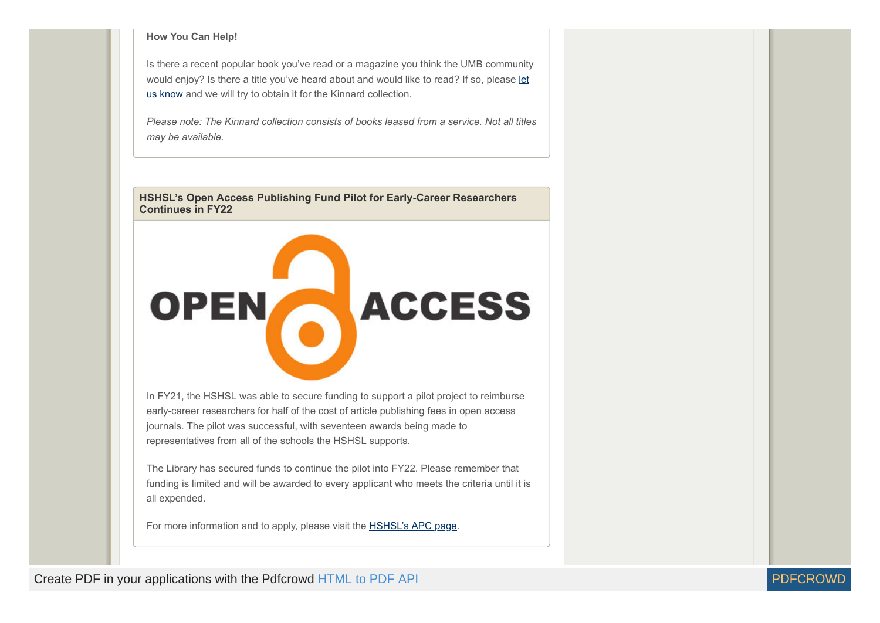**How You Can Help!**

Is there a recent popular book you've read or a magazine you think the UMB community would enjoy? Is there a title you've heard about and would like to read? If so, please let us know and we will try to obtain it for the Kinnard collection.

*Please note: The Kinnard collection consists of books leased from a service. Not all titles may be available.*

## HSHSL's Open Access Publishing Fund Pilot for Early-Career Researchers Continues in FY22

In FY21, the HSHSL was able to secure funding to support a pilot project to reimburse early-career researchers for half of the cost of article publishing fees in open access journals. The pilot was successful, with seventeen awards being made to representatives from all of the schools the HSHSL supports.

The Library has secured funds to continue the pilot into FY22. Please remember that funding is limited and will be awarded to every applicant who meets the criteria until it is all expended.

For more information and to apply, please visit the HSHSL's APC page.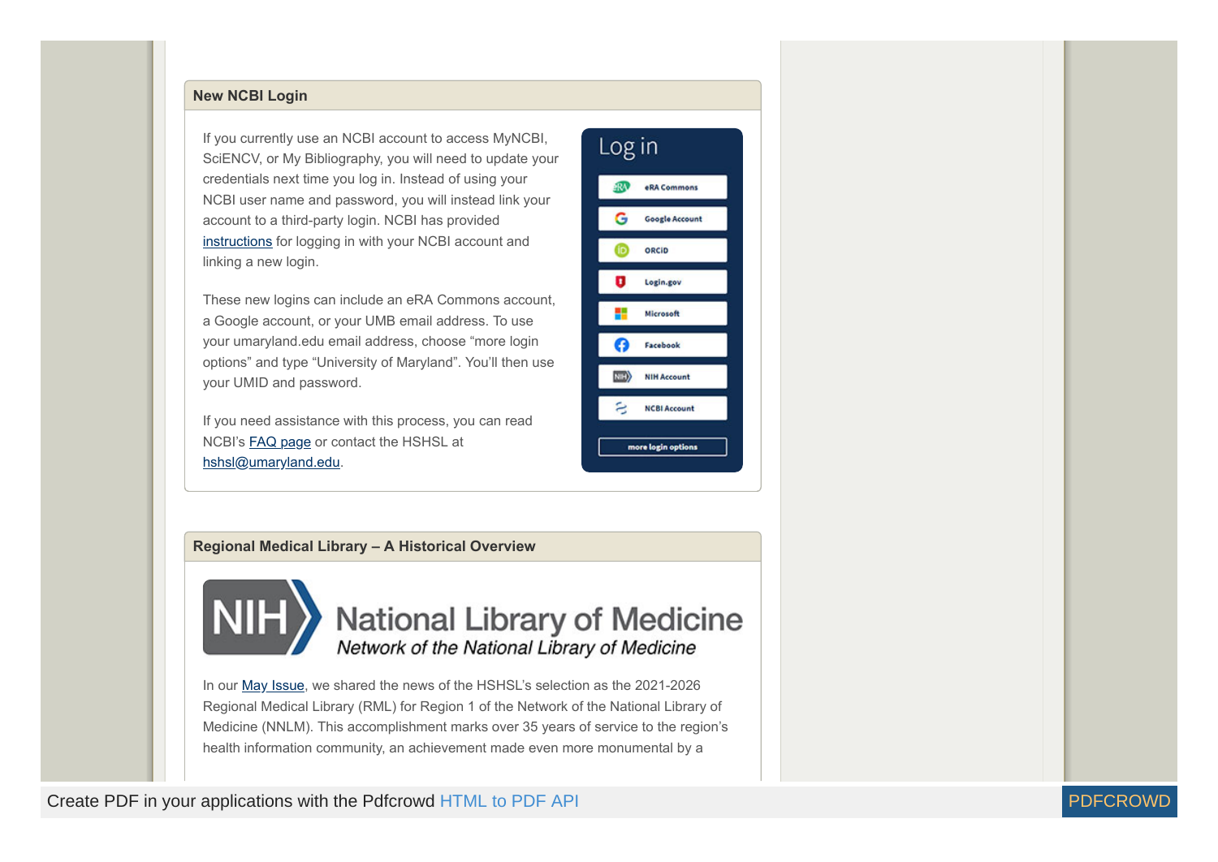## New NCBI Login

If you currently use an NCBI account to access MyNCBI, SciENCV, or My Bibliography, you will need to update your credentials next time you log in. Instead of using your NCBI user name and password, you will instead link your account to a third-party login. NCBI has provided instructions for logging in with your NCBI account and linking a new login.

These new logins can include an eRA Commons account, a Google account, or your UMB email address. To use your umaryland.edu email address, choose “more login options” and type “University of Maryland”. You’ll then use your UMID and password.

If you need assistance with this process, you can read NCBI’s FAQ page or contact the HSHSL at hshsl@umaryland.edu.

## Regional Medical Library – A Historical Overview

In our May Issue, we shared the news of the HSHSL’s selection as the 2021-2026 Regional Medical Library (RML) for Region 1 of the Network of the National Library of Medicine (NNLM). This accomplishment marks over 35 years of service to the region’s health information community, an achievement made even more monumental by a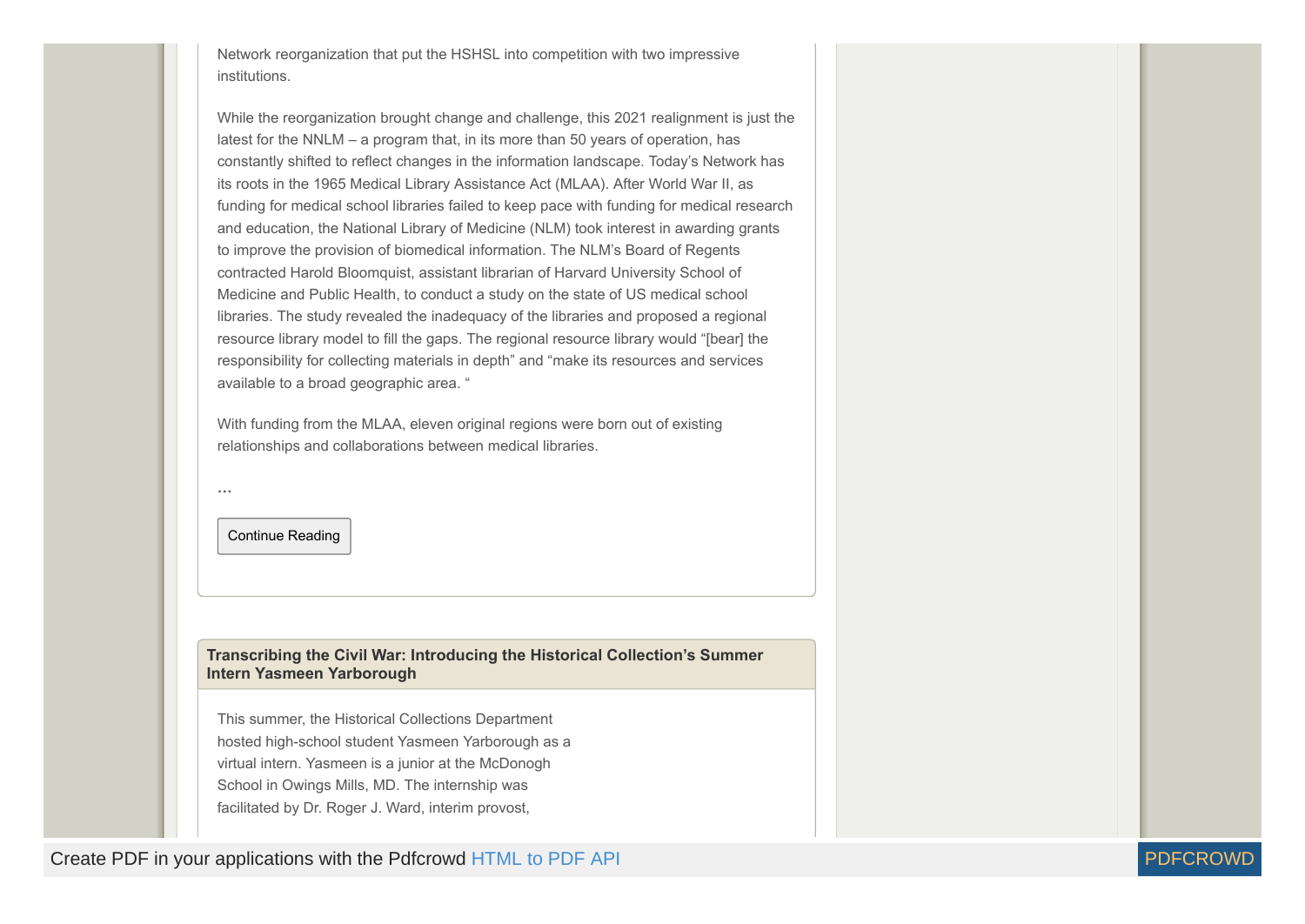Network reorganization that put the HSHSL into competition with two impressive institutions.

While the reorganization brought change and challenge, this 2021 realignment is just the latest for the NNLM – a program that, in its more than 50 years of operation, has constantly shifted to reflect changes in the information landscape. Today's Network has its roots in the 1965 Medical Library Assistance Act (MLAA). After World War II, as funding for medical school libraries failed to keep pace with funding for medical research and education, the National Library of Medicine (NLM) took interest in awarding grants to improve the provision of biomedical information. The NLM's Board of Regents contracted Harold Bloomquist, assistant librarian of Harvard University School of Medicine and Public Health, to conduct a study on the state of US medical school libraries. The study revealed the inadequacy of the libraries and proposed a regional resource library model to fill the gaps. The regional resource library would "[bear] the responsibility for collecting materials in depth" and "make its resources and services available to a broad geographic area. "

With funding from the MLAA, eleven original regions were born out of existing relationships and collaborations between medical libraries.

…

Continue Reading

## Transcribing the Civil War: Introducing the Historical Collection's Summer Intern Yasmeen Yarborough

This summer, the Historical Collections Department hosted high-school student Yasmeen Yarborough as a virtual intern. Yasmeen is a junior at the McDonogh School in Owings Mills, MD. The internship was facilitated by Dr. Roger J. Ward, interim provost,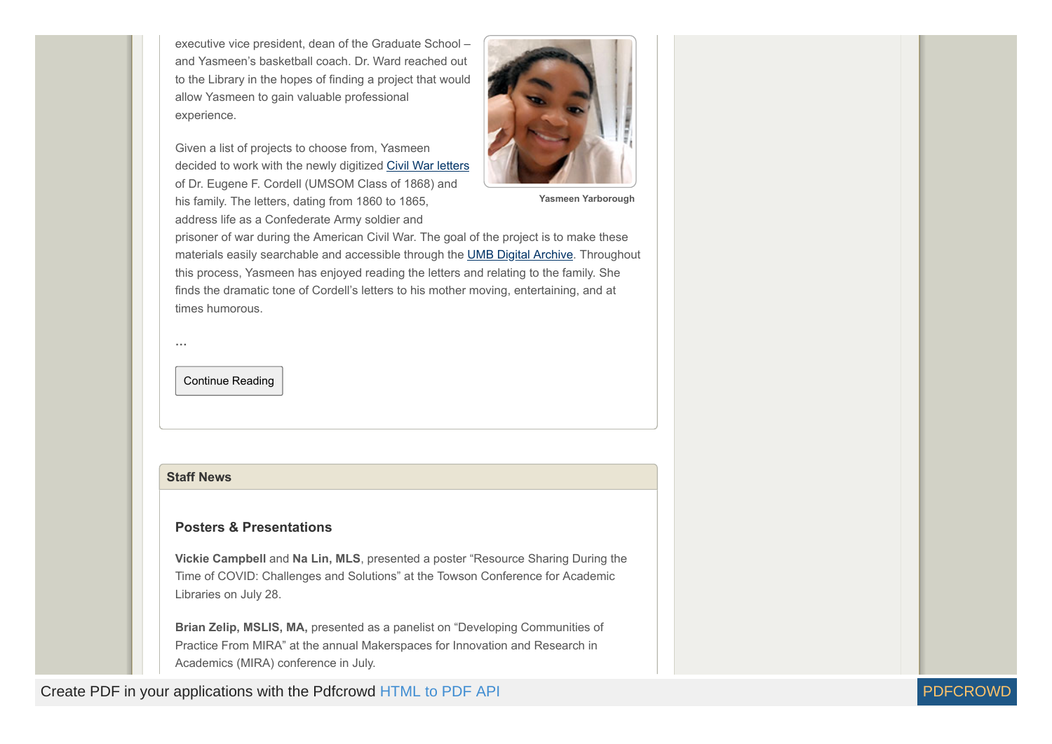executive vice president, dean of the Graduate School – and Yasmeen's basketball coach. Dr. Ward reached out to the Library in the hopes of finding a project that would allow Yasmeen to gain valuable professional experience.

Yasmeen Yarborough

Given a list of projects to choose from, Yasmeen decided to work with the newly digitized Civil War letters of Dr. Eugene F. Cordell (UMSOM Class of 1868) and his family. The letters, dating from 1860 to 1865, address life as a Confederate Army soldier and prisoner of war during the American Civil War. The goal of the project is to make these materials easily searchable and accessible through the UMB Digital Archive. Throughout this process, Yasmeen has enjoyed reading the letters and relating to the family. She finds the dramatic tone of Cordell's letters to his mother moving, entertaining, and at times humorous.

...

Continue Reading

## Staff News

### Posters & Presentations

**Vickie Campbell** and **Na Lin, MLS**, presented a poster "Resource Sharing During the Time of COVID: Challenges and Solutions" at the Towson Conference for Academic Libraries on July 28.

**Brian Zelip, MSLIS, MA,** presented as a panelist on "Developing Communities of Practice From MIRA" at the annual Makerspaces for Innovation and Research in Academics (MIRA) conference in July.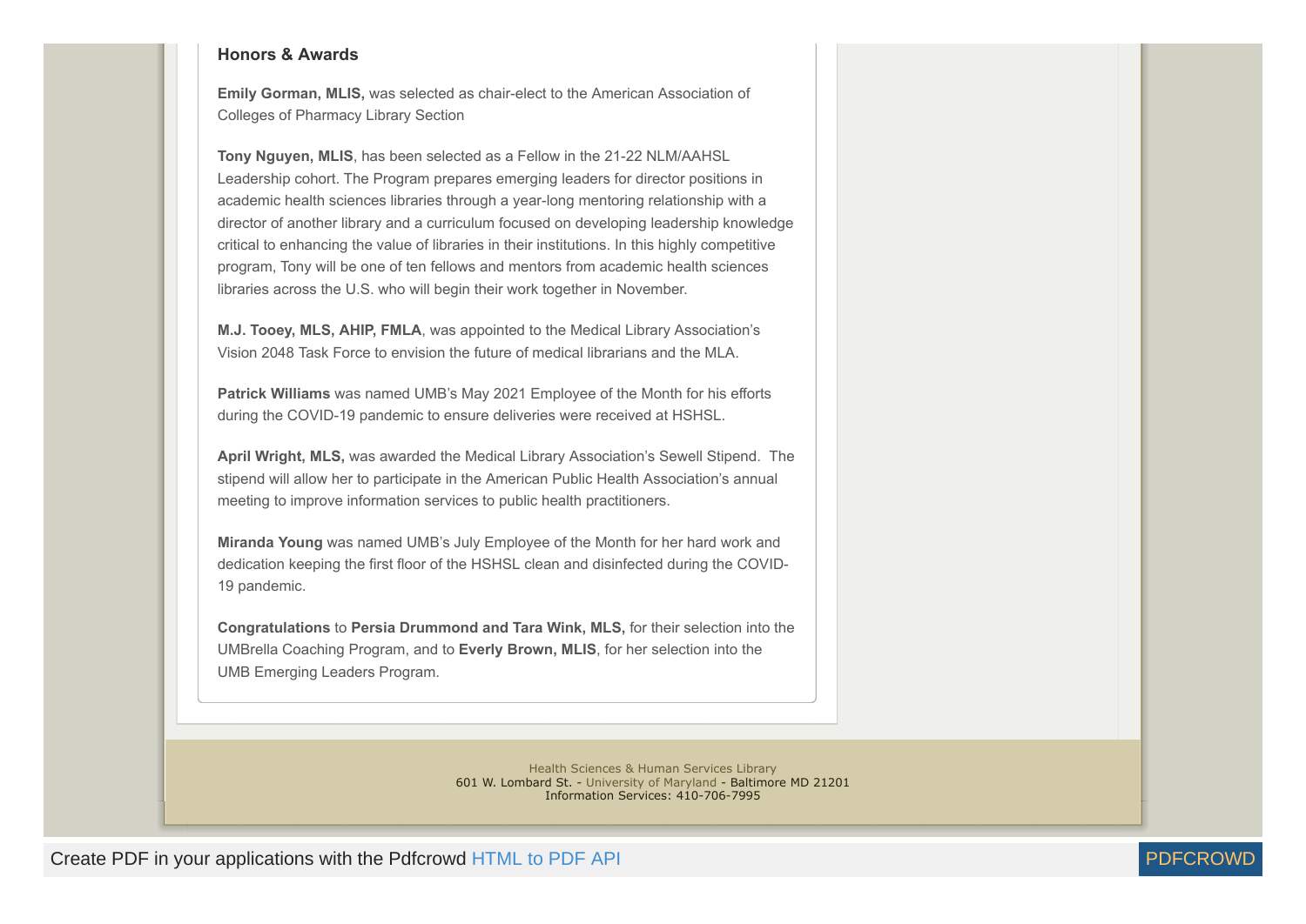### Honors & Awards

**Emily Gorman, MLIS,** was selected as chair-elect to the American Association of Colleges of Pharmacy Library Section

**Tony Nguyen, MLIS**, has been selected as a Fellow in the 21-22 NLM/AAHSL Leadership cohort. The Program prepares emerging leaders for director positions in academic health sciences libraries through a year-long mentoring relationship with a director of another library and a curriculum focused on developing leadership knowledge critical to enhancing the value of libraries in their institutions. In this highly competitive program, Tony will be one of ten fellows and mentors from academic health sciences libraries across the U.S. who will begin their work together in November.

**M.J. Tooey, MLS, AHIP, FMLA**, was appointed to the Medical Library Association's Vision 2048 Task Force to envision the future of medical librarians and the MLA.

**Patrick Williams** was named UMB's May 2021 Employee of the Month for his efforts during the COVID-19 pandemic to ensure deliveries were received at HSHSL.

**April Wright, MLS,** was awarded the Medical Library Association's Sewell Stipend. The stipend will allow her to participate in the American Public Health Association's annual meeting to improve information services to public health practitioners.

**Miranda Young** was named UMB's July Employee of the Month for her hard work and dedication keeping the first floor of the HSHSL clean and disinfected during the COVID-19 pandemic.

**Congratulations** to **Persia Drummond and Tara Wink, MLS,** for their selection into the UMBrella Coaching Program, and to **Everly Brown, MLIS**, for her selection into the UMB Emerging Leaders Program.

Health Sciences & Human Services Library
601 W. Lombard St. - University of Maryland - Baltimore MD 21201
Information Services: 410-706-7995